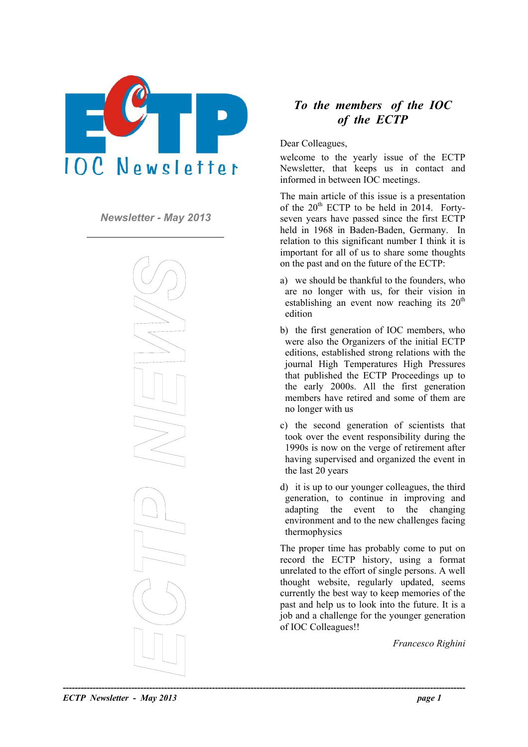# IOC Newsletter

*Newsletter - May 2013*

ECTP NEWS

## *To the members of the IOC of the ECTP*

Dear Colleagues,

welcome to the yearly issue of the ECTP Newsletter, that keeps us in contact and informed in between IOC meetings.

The main article of this issue is a presentation of the 20th ECTP to be held in 2014. Forty-seven years have passed since the first ECTP held in 1968 in Baden-Baden, Germany. In relation to this significant number I think it is important for all of us to share some thoughts on the past and on the future of the ECTP:

a) we should be thankful to the founders, who are no longer with us, for their vision in establishing an event now reaching its 20th edition

b) the first generation of IOC members, who were also the Organizers of the initial ECTP editions, established strong relations with the journal High Temperatures High Pressures that published the ECTP Proceedings up to the early 2000s. All the first generation members have retired and some of them are no longer with us

c) the second generation of scientists that took over the event responsibility during the 1990s is now on the verge of retirement after having supervised and organized the event in the last 20 years

d) it is up to our younger colleagues, the third generation, to continue in improving and adapting the event to the changing environment and to the new challenges facing thermophysics

The proper time has probably come to put on record the ECTP history, using a format unrelated to the effort of single persons. A well thought website, regularly updated, seems currently the best way to keep memories of the past and help us to look into the future. It is a job and a challenge for the younger generation of IOC Colleagues!!

*Francesco Righini*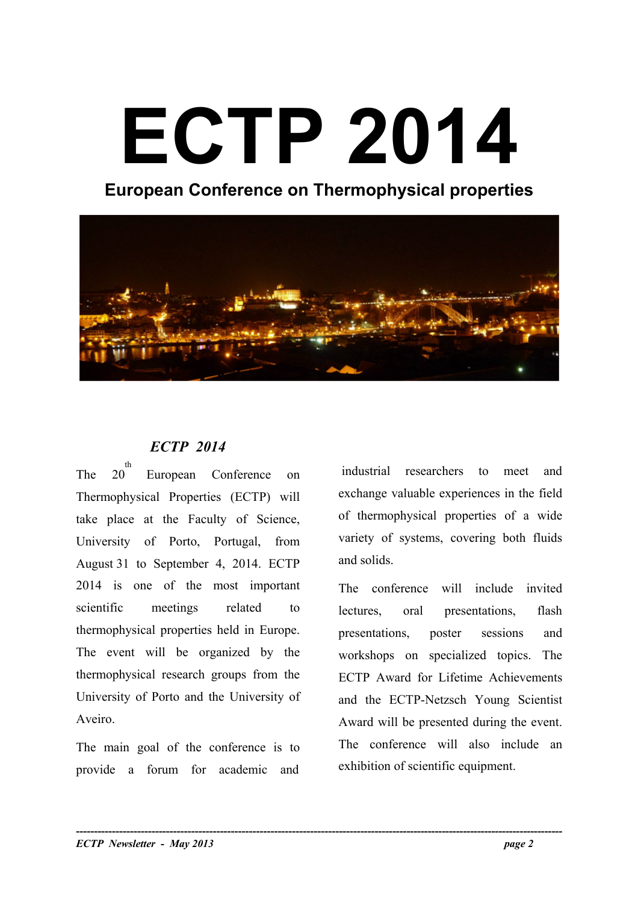# ECTP 2014

## European Conference on Thermophysical properties

### *ECTP 2014*

The 20th European Conference on Thermophysical Properties (ECTP) will take place at the Faculty of Science, University of Porto, Portugal, from August 31 to September 4, 2014. ECTP 2014 is one of the most important scientific meetings related to thermophysical properties held in Europe. The event will be organized by the thermophysical research groups from the University of Porto and the University of Aveiro.

The main goal of the conference is to provide a forum for academic and industrial researchers to meet and exchange valuable experiences in the field of thermophysical properties of a wide variety of systems, covering both fluids and solids.

The conference will include invited lectures, oral presentations, flash presentations, poster sessions and workshops on specialized topics. The ECTP Award for Lifetime Achievements and the ECTP-Netzsch Young Scientist Award will be presented during the event. The conference will also include an exhibition of scientific equipment.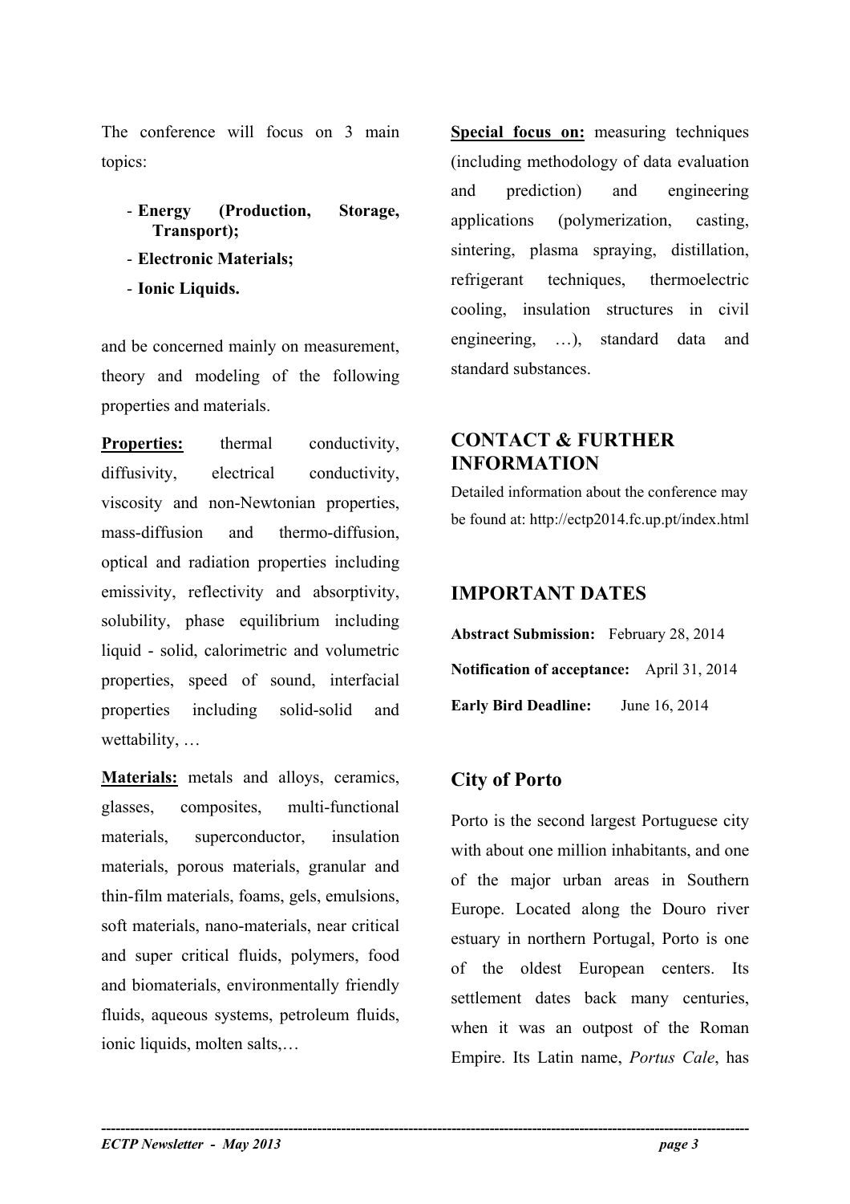The conference will focus on 3 main topics:

- **Energy (Production, Storage, Transport);**
- **Electronic Materials;**
- **Ionic Liquids.**

and be concerned mainly on measurement, theory and modeling of the following properties and materials.

**Properties:** thermal conductivity, diffusivity, electrical conductivity, viscosity and non-Newtonian properties, mass-diffusion and thermo-diffusion, optical and radiation properties including emissivity, reflectivity and absorptivity, solubility, phase equilibrium including liquid - solid, calorimetric and volumetric properties, speed of sound, interfacial properties including solid-solid and wettability, …

**Materials:** metals and alloys, ceramics, glasses, composites, multi-functional materials, superconductor, insulation materials, porous materials, granular and thin-film materials, foams, gels, emulsions, soft materials, nano-materials, near critical and super critical fluids, polymers, food and biomaterials, environmentally friendly fluids, aqueous systems, petroleum fluids, ionic liquids, molten salts,…

**Special focus on:** measuring techniques (including methodology of data evaluation and prediction) and engineering applications (polymerization, casting, sintering, plasma spraying, distillation, refrigerant techniques, thermoelectric cooling, insulation structures in civil engineering, …), standard data and standard substances.

## CONTACT & FURTHER INFORMATION

Detailed information about the conference may be found at: http://ectp2014.fc.up.pt/index.html

## IMPORTANT DATES

**Abstract Submission:** February 28, 2014

**Notification of acceptance:** April 31, 2014

**Early Bird Deadline:** June 16, 2014

## City of Porto

Porto is the second largest Portuguese city with about one million inhabitants, and one of the major urban areas in Southern Europe. Located along the Douro river estuary in northern Portugal, Porto is one of the oldest European centers. Its settlement dates back many centuries, when it was an outpost of the Roman Empire. Its Latin name, *Portus Cale*, has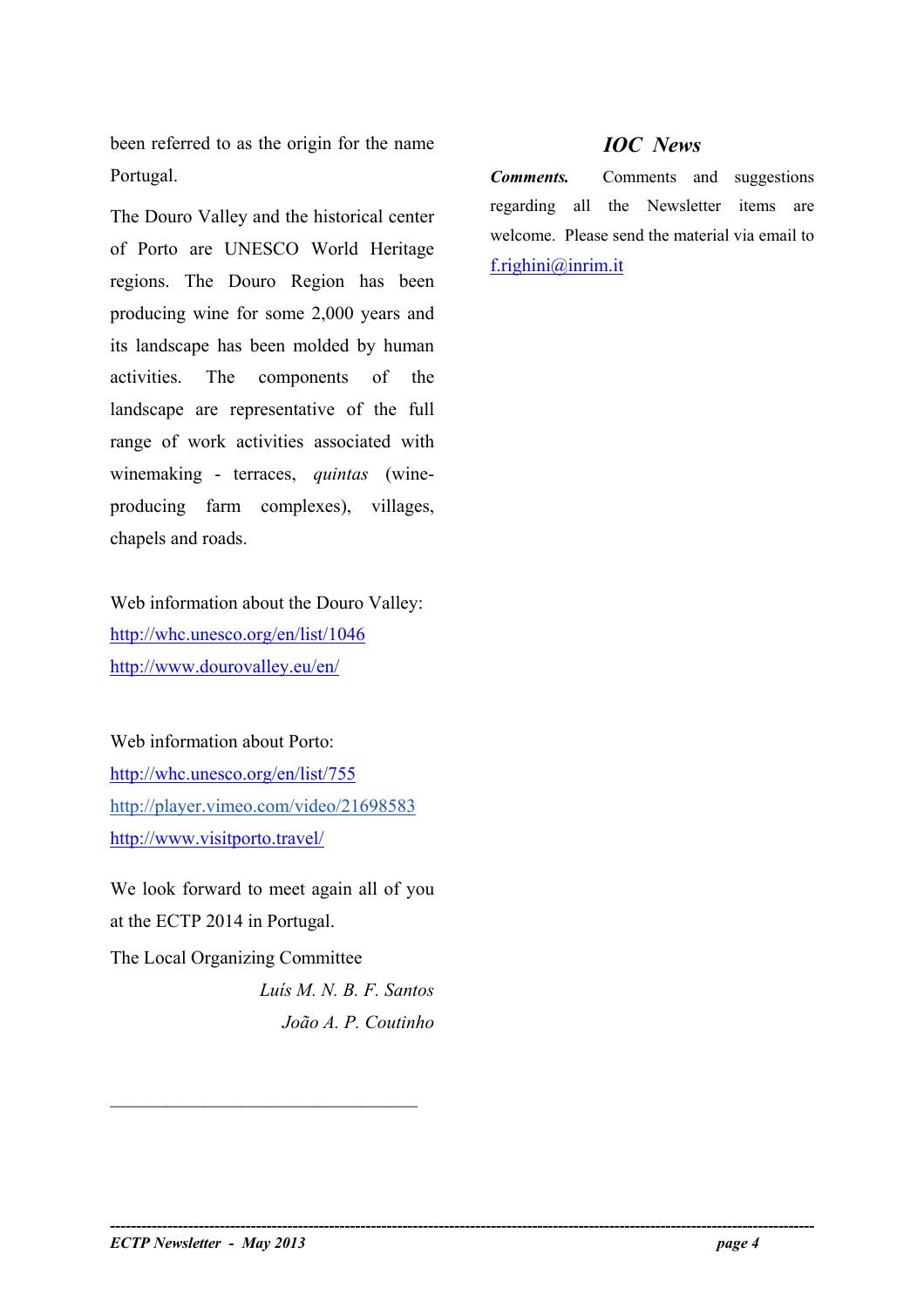been referred to as the origin for the name Portugal.

The Douro Valley and the historical center of Porto are UNESCO World Heritage regions. The Douro Region has been producing wine for some 2,000 years and its landscape has been molded by human activities. The components of the landscape are representative of the full range of work activities associated with winemaking - terraces, *quintas* (wine-producing farm complexes), villages, chapels and roads.

Web information about the Douro Valley:
http://whc.unesco.org/en/list/1046
http://www.dourovalley.eu/en/

Web information about Porto:
http://whc.unesco.org/en/list/755
http://player.vimeo.com/video/21698583
http://www.visitporto.travel/

We look forward to meet again all of you at the ECTP 2014 in Portugal.

The Local Organizing Committee

*Luís M. N. B. F. Santos*
*João A. P. Coutinho*

## *IOC News*

***Comments.*** Comments and suggestions regarding all the Newsletter items are welcome. Please send the material via email to f.righini@inrim.it